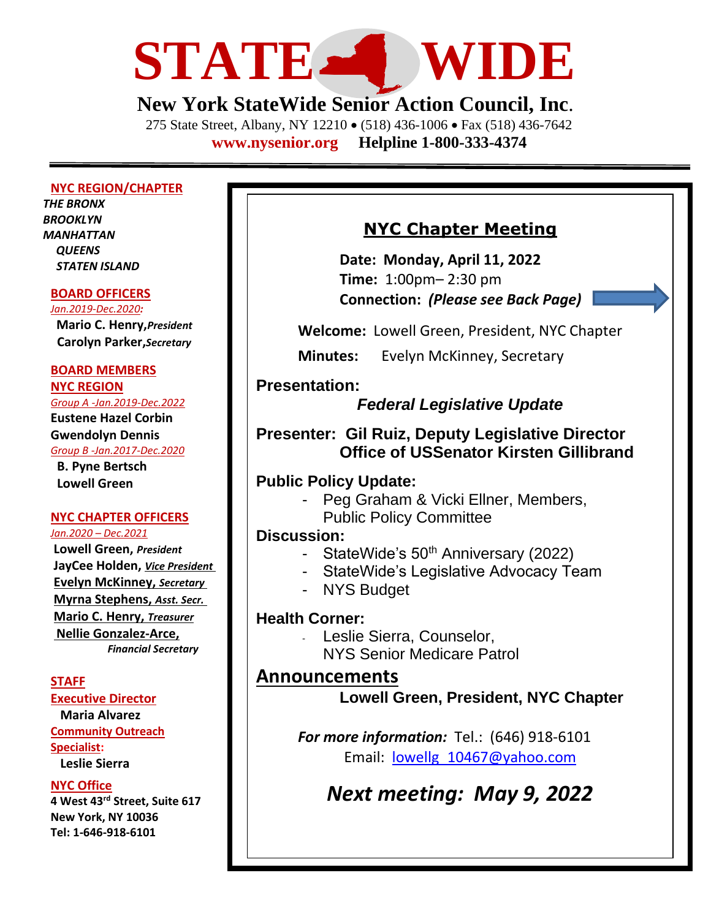# STATE WIDE

## New York StateWide Senior Action Council, Inc.

275 State Street, Albany, NY 12210 • (518) 436-1006 • Fax (518) 436-7642

**www.nysenior.org** **Helpline 1-800-333-4374**

---

**NYC REGION/CHAPTER**

*THE BRONX*
*BROOKLYN*
*MANHATTAN*
*QUEENS*
*STATEN ISLAND*

**BOARD OFFICERS**

*Jan.2019-Dec.2020:*

**Mario C. Henry,** ***President***
**Carolyn Parker,** ***Secretary***

**BOARD MEMBERS**

**NYC REGION**

*Group A -Jan.2019-Dec.2022*

**Eustene Hazel Corbin**
**Gwendolyn Dennis**

*Group B -Jan.2017-Dec.2020*

**B. Pyne Bertsch**
**Lowell Green**

**NYC CHAPTER OFFICERS**

*Jan.2020 – Dec.2021*

**Lowell Green,** ***President***
**JayCee Holden,** ***Vice President***
**Evelyn McKinney,** ***Secretary***
**Myrna Stephens,** ***Asst. Secr.***
**Mario C. Henry,** ***Treasurer***
**Nellie Gonzalez-Arce,** ***Financial Secretary***

**STAFF**

**Executive Director**

**Maria Alvarez**

**Community Outreach Specialist:**

**Leslie Sierra**

**NYC Office**

**4 West 43rd Street, Suite 617**
**New York, NY 10036**
**Tel: 1-646-918-6101**

---

## NYC Chapter Meeting

**Date: Monday, April 11, 2022**
**Time:** 1:00pm– 2:30 pm
**Connection:** ***(Please see Back Page)***

**Welcome:** Lowell Green, President, NYC Chapter

**Minutes:** Evelyn McKinney, Secretary

**Presentation:**

***Federal Legislative Update***

**Presenter: Gil Ruiz, Deputy Legislative Director**
**Office of USSenator Kirsten Gillibrand**

**Public Policy Update:**

- Peg Graham & Vicki Ellner, Members, Public Policy Committee

**Discussion:**

- StateWide's 50th Anniversary (2022)
- StateWide's Legislative Advocacy Team
- NYS Budget

**Health Corner:**

- Leslie Sierra, Counselor, NYS Senior Medicare Patrol

**Announcements**

**Lowell Green, President, NYC Chapter**

***For more information:*** Tel.: (646) 918-6101
Email: lowellg_10467@yahoo.com

***Next meeting: May 9, 2022***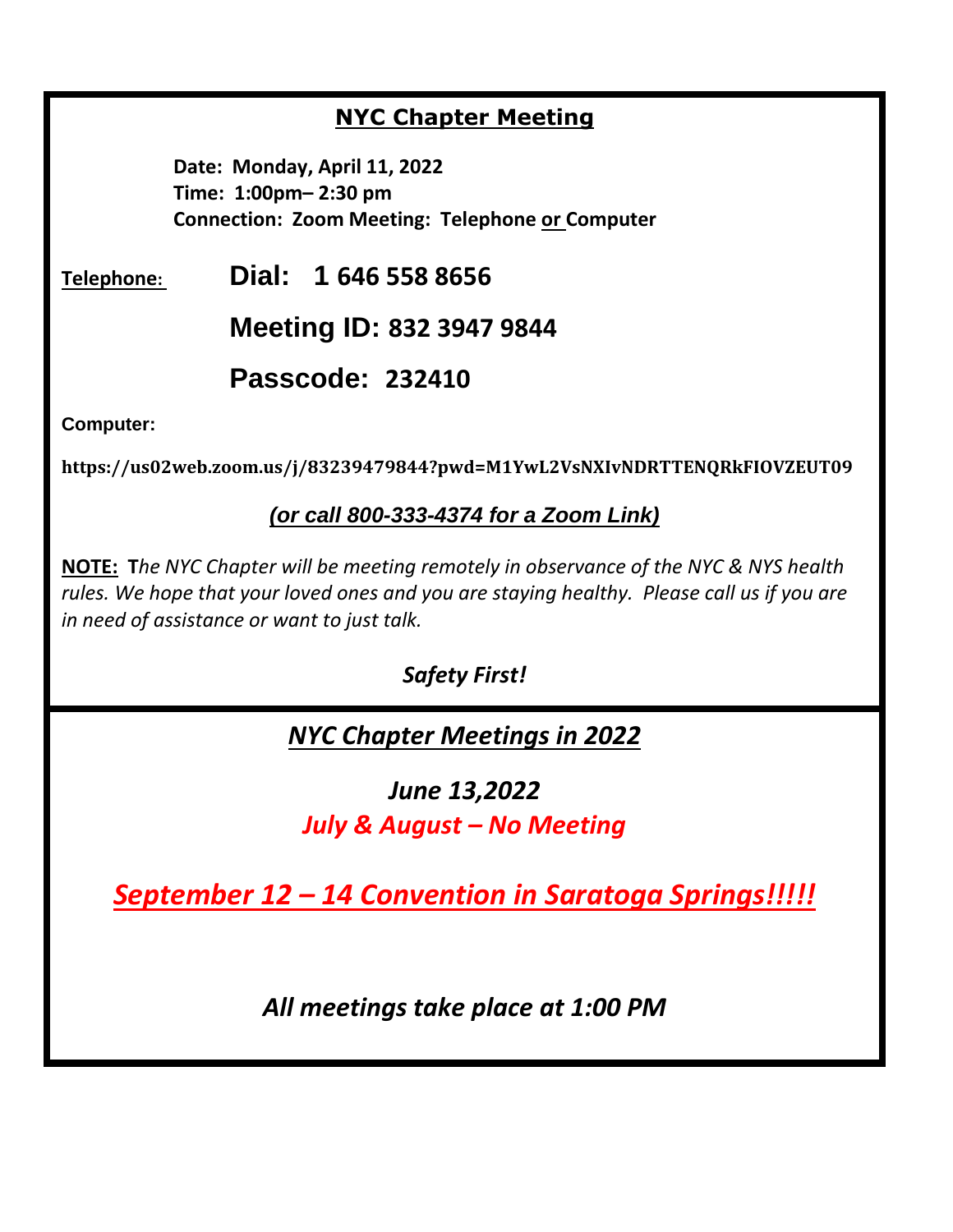## NYC Chapter Meeting

**Date: Monday, April 11, 2022**
**Time: 1:00pm– 2:30 pm**
**Connection: Zoom Meeting: Telephone or Computer**

**Telephone:** **Dial: 1 646 558 8656**

**Meeting ID: 832 3947 9844**

**Passcode: 232410**

**Computer:**

**https://us02web.zoom.us/j/83239479844?pwd=M1YwL2VsNXIvNDRTTENQRkFIOVZEUT09**

***(or call 800-333-4374 for a Zoom Link)***

**NOTE:** *The NYC Chapter will be meeting remotely in observance of the NYC & NYS health rules. We hope that your loved ones and you are staying healthy. Please call us if you are in need of assistance or want to just talk.*

***Safety First!***

## *NYC Chapter Meetings in 2022*

***June 13,2022***

***July & August – No Meeting***

***September 12 – 14 Convention in Saratoga Springs!!!!!***

***All meetings take place at 1:00 PM***